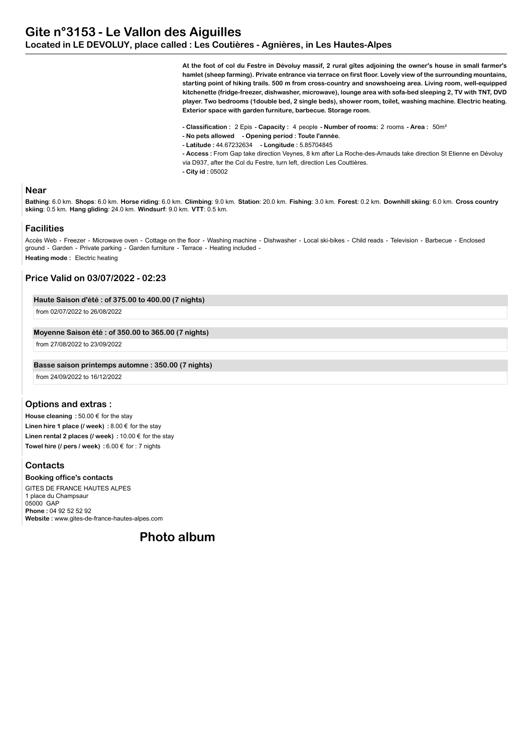# Gite n°3153 - Le Vallon des Aiguilles

**Located in LE DEVOLUY, place called : Les Coutières - Agnières, in Les Hautes-Alpes**

**At the foot of col du Festre in Dévoluy massif, 2 rural gîtes adjoining the owner's house in small farmer's hamlet (sheep farming). Private entrance via terrace on first floor. Lovely view of the surrounding mountains, starting point of hiking trails. 500 m from cross-country and snowshoeing area. Living room, well-equipped kitchenette (fridge-freezer, dishwasher, microwave), lounge area with sofa-bed sleeping 2, TV with TNT, DVD player. Two bedrooms (1double bed, 2 single beds), shower room, toilet, washing machine. Electric heating. Exterior space with garden furniture, barbecue. Storage room.**

- **Classification :** 2 Epis **- Capacity :** 4 people **- Number of rooms:** 2 rooms **- Area :** 50m²
- **No pets allowed** **- Opening period : Toute l'année.**
- **Latitude :** 44.67232634 **- Longitude :** 5.85704845
- **Access :** From Gap take direction Veynes, 8 km after La Roche-des-Arnauds take direction St Etienne en Dévoluy via D937, after the Col du Festre, turn left, direction Les Couttières.
- **City id :** 05002

## Near

**Bathing**: 6.0 km. **Shops**: 6.0 km. **Horse riding**: 6.0 km. **Climbing**: 9.0 km. **Station**: 20.0 km. **Fishing**: 3.0 km. **Forest**: 0.2 km. **Downhill skiing**: 6.0 km. **Cross country skiing**: 0.5 km. **Hang gliding**: 24.0 km. **Windsurf**: 9.0 km. **VTT**: 0.5 km.

## Facilities

Accès Web - Freezer - Microwave oven - Cottage on the floor - Washing machine - Dishwasher - Local ski-bikes - Child reads - Television - Barbecue - Enclosed ground - Garden - Private parking - Garden furniture - Terrace - Heating included -

**Heating mode :** Electric heating

## Price Valid on 03/07/2022 - 02:23

**Haute Saison d'été : of 375.00 to 400.00 (7 nights)**

from 02/07/2022 to 26/08/2022

**Moyenne Saison été : of 350.00 to 365.00 (7 nights)**

from 27/08/2022 to 23/09/2022

**Basse saison printemps automne : 350.00 (7 nights)**

from 24/09/2022 to 16/12/2022

## Options and extras :

**House cleaning :** 50.00 € for the stay
**Linen hire 1 place (/ week) :** 8.00 € for the stay
**Linen rental 2 places (/ week) :** 10.00 € for the stay
**Towel hire (/ pers / week) :** 6.00 € for : 7 nights

## Contacts

**Booking office's contacts**

GITES DE FRANCE HAUTES ALPES
1 place du Champsaur
05000 GAP
**Phone :** 04 92 52 52 92
**Website :** www.gites-de-france-hautes-alpes.com

## Photo album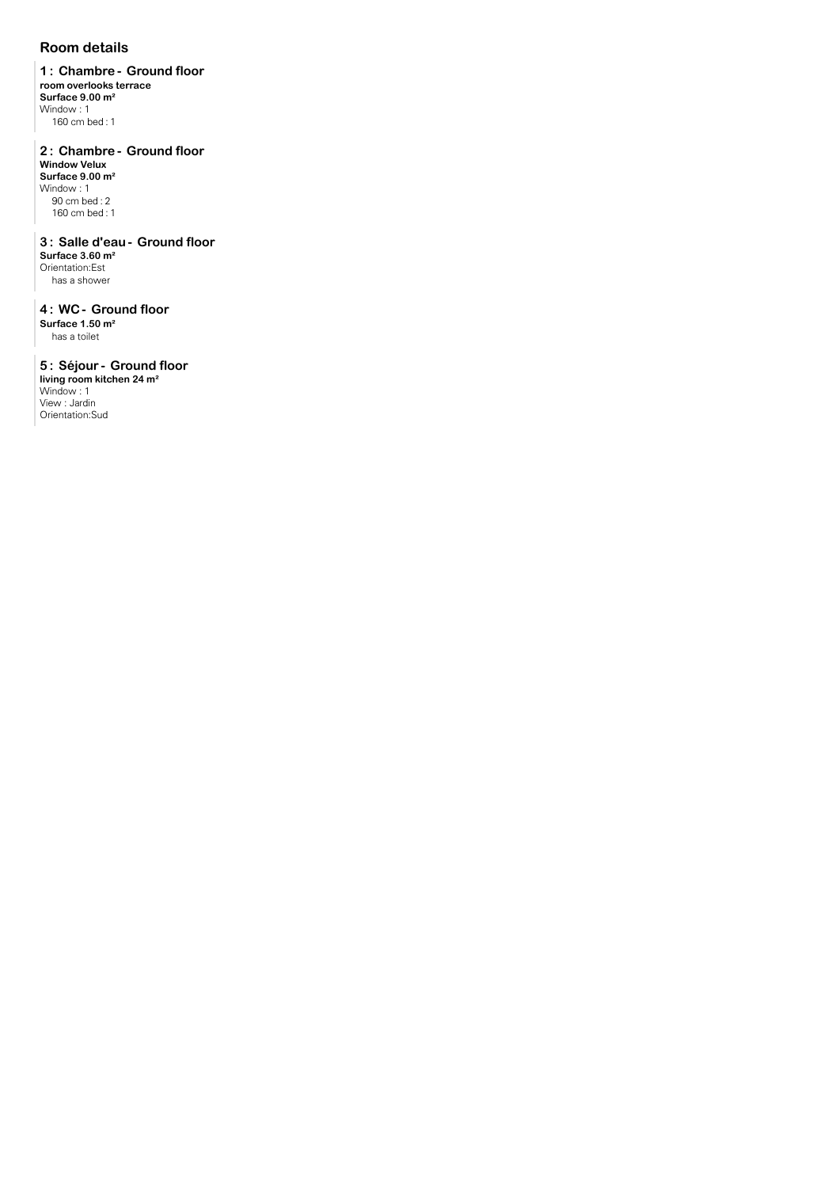## Room details

### 1 : Chambre - Ground floor

**room overlooks terrace**
**Surface 9.00 m²**
Window : 1
160 cm bed : 1

### 2 : Chambre - Ground floor

**Window Velux**
**Surface 9.00 m²**
Window : 1
90 cm bed : 2
160 cm bed : 1

### 3 : Salle d'eau - Ground floor

**Surface 3.60 m²**
Orientation:Est
has a shower

### 4 : WC - Ground floor

**Surface 1.50 m²**
has a toilet

### 5 : Séjour - Ground floor

**living room kitchen 24 m²**
Window : 1
View : Jardin
Orientation:Sud